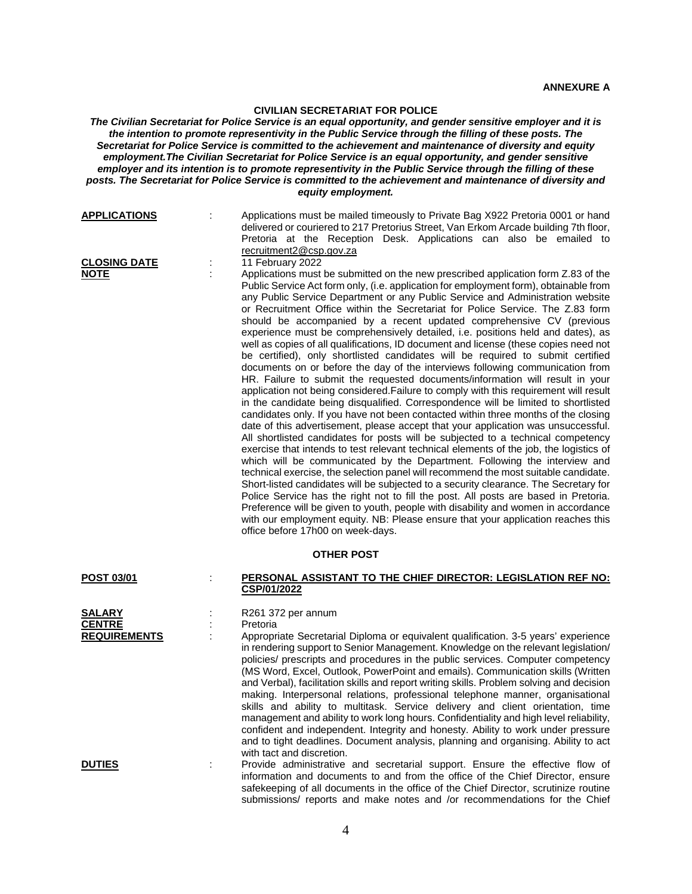**ANNEXURE A**

**CIVILIAN SECRETARIAT FOR POLICE**

***The Civilian Secretariat for Police Service is an equal opportunity, and gender sensitive employer and it is the intention to promote representivity in the Public Service through the filling of these posts. The Secretariat for Police Service is committed to the achievement and maintenance of diversity and equity employment.The Civilian Secretariat for Police Service is an equal opportunity, and gender sensitive employer and its intention is to promote representivity in the Public Service through the filling of these posts. The Secretariat for Police Service is committed to the achievement and maintenance of diversity and equity employment.***

**APPLICATIONS** : Applications must be mailed timeously to Private Bag X922 Pretoria 0001 or hand delivered or couriered to 217 Pretorius Street, Van Erkom Arcade building 7th floor, Pretoria at the Reception Desk. Applications can also be emailed to recruitment2@csp.gov.za

**CLOSING DATE** : 11 February 2022

**NOTE** : Applications must be submitted on the new prescribed application form Z.83 of the Public Service Act form only, (i.e. application for employment form), obtainable from any Public Service Department or any Public Service and Administration website or Recruitment Office within the Secretariat for Police Service. The Z.83 form should be accompanied by a recent updated comprehensive CV (previous experience must be comprehensively detailed, i.e. positions held and dates), as well as copies of all qualifications, ID document and license (these copies need not be certified), only shortlisted candidates will be required to submit certified documents on or before the day of the interviews following communication from HR. Failure to submit the requested documents/information will result in your application not being considered.Failure to comply with this requirement will result in the candidate being disqualified. Correspondence will be limited to shortlisted candidates only. If you have not been contacted within three months of the closing date of this advertisement, please accept that your application was unsuccessful. All shortlisted candidates for posts will be subjected to a technical competency exercise that intends to test relevant technical elements of the job, the logistics of which will be communicated by the Department. Following the interview and technical exercise, the selection panel will recommend the most suitable candidate. Short-listed candidates will be subjected to a security clearance. The Secretary for Police Service has the right not to fill the post. All posts are based in Pretoria. Preference will be given to youth, people with disability and women in accordance with our employment equity. NB: Please ensure that your application reaches this office before 17h00 on week-days.

**OTHER POST**

**POST 03/01** : **PERSONAL ASSISTANT TO THE CHIEF DIRECTOR: LEGISLATION REF NO: CSP/01/2022**

**SALARY** : R261 372 per annum

**CENTRE** : Pretoria

**REQUIREMENTS** : Appropriate Secretarial Diploma or equivalent qualification. 3-5 years' experience in rendering support to Senior Management. Knowledge on the relevant legislation/ policies/ prescripts and procedures in the public services. Computer competency (MS Word, Excel, Outlook, PowerPoint and emails). Communication skills (Written and Verbal), facilitation skills and report writing skills. Problem solving and decision making. Interpersonal relations, professional telephone manner, organisational skills and ability to multitask. Service delivery and client orientation, time management and ability to work long hours. Confidentiality and high level reliability, confident and independent. Integrity and honesty. Ability to work under pressure and to tight deadlines. Document analysis, planning and organising. Ability to act with tact and discretion.

**DUTIES** : Provide administrative and secretarial support. Ensure the effective flow of information and documents to and from the office of the Chief Director, ensure safekeeping of all documents in the office of the Chief Director, scrutinize routine submissions/ reports and make notes and /or recommendations for the Chief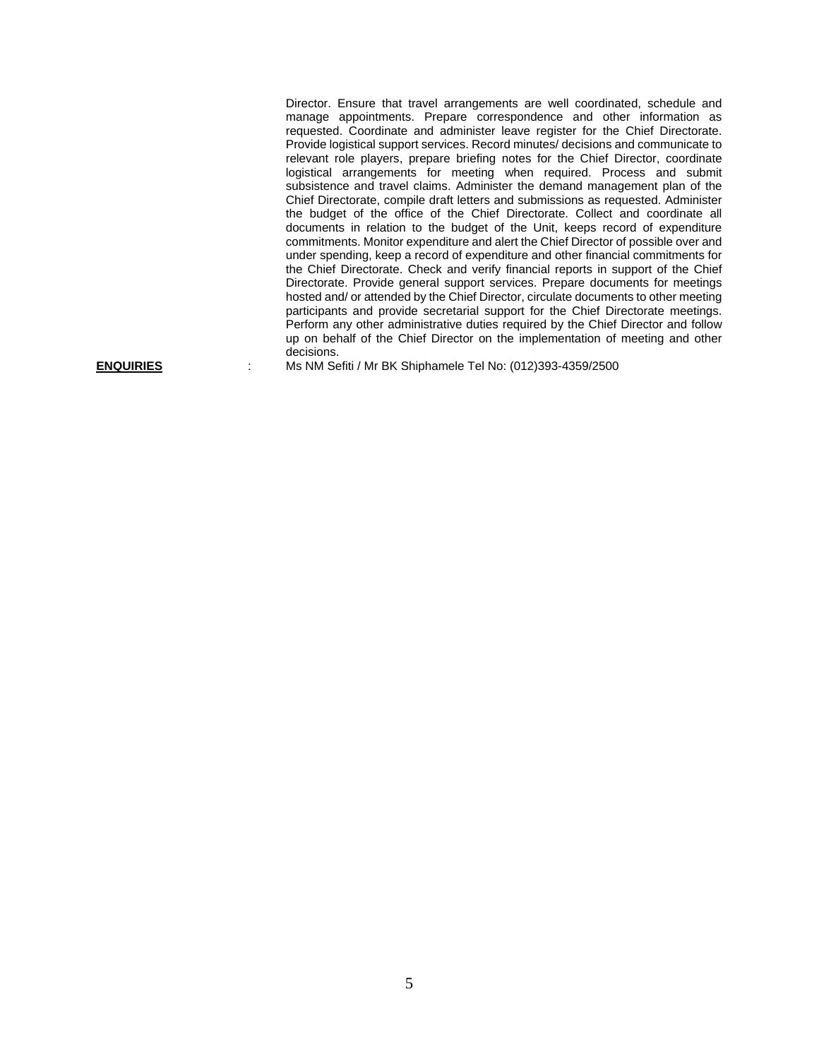Director. Ensure that travel arrangements are well coordinated, schedule and manage appointments. Prepare correspondence and other information as requested. Coordinate and administer leave register for the Chief Directorate. Provide logistical support services. Record minutes/ decisions and communicate to relevant role players, prepare briefing notes for the Chief Director, coordinate logistical arrangements for meeting when required. Process and submit subsistence and travel claims. Administer the demand management plan of the Chief Directorate, compile draft letters and submissions as requested. Administer the budget of the office of the Chief Directorate. Collect and coordinate all documents in relation to the budget of the Unit, keeps record of expenditure commitments. Monitor expenditure and alert the Chief Director of possible over and under spending, keep a record of expenditure and other financial commitments for the Chief Directorate. Check and verify financial reports in support of the Chief Directorate. Provide general support services. Prepare documents for meetings hosted and/ or attended by the Chief Director, circulate documents to other meeting participants and provide secretarial support for the Chief Directorate meetings. Perform any other administrative duties required by the Chief Director and follow up on behalf of the Chief Director on the implementation of meeting and other decisions.

**ENQUIRIES** : Ms NM Sefiti / Mr BK Shiphamele Tel No: (012)393-4359/2500